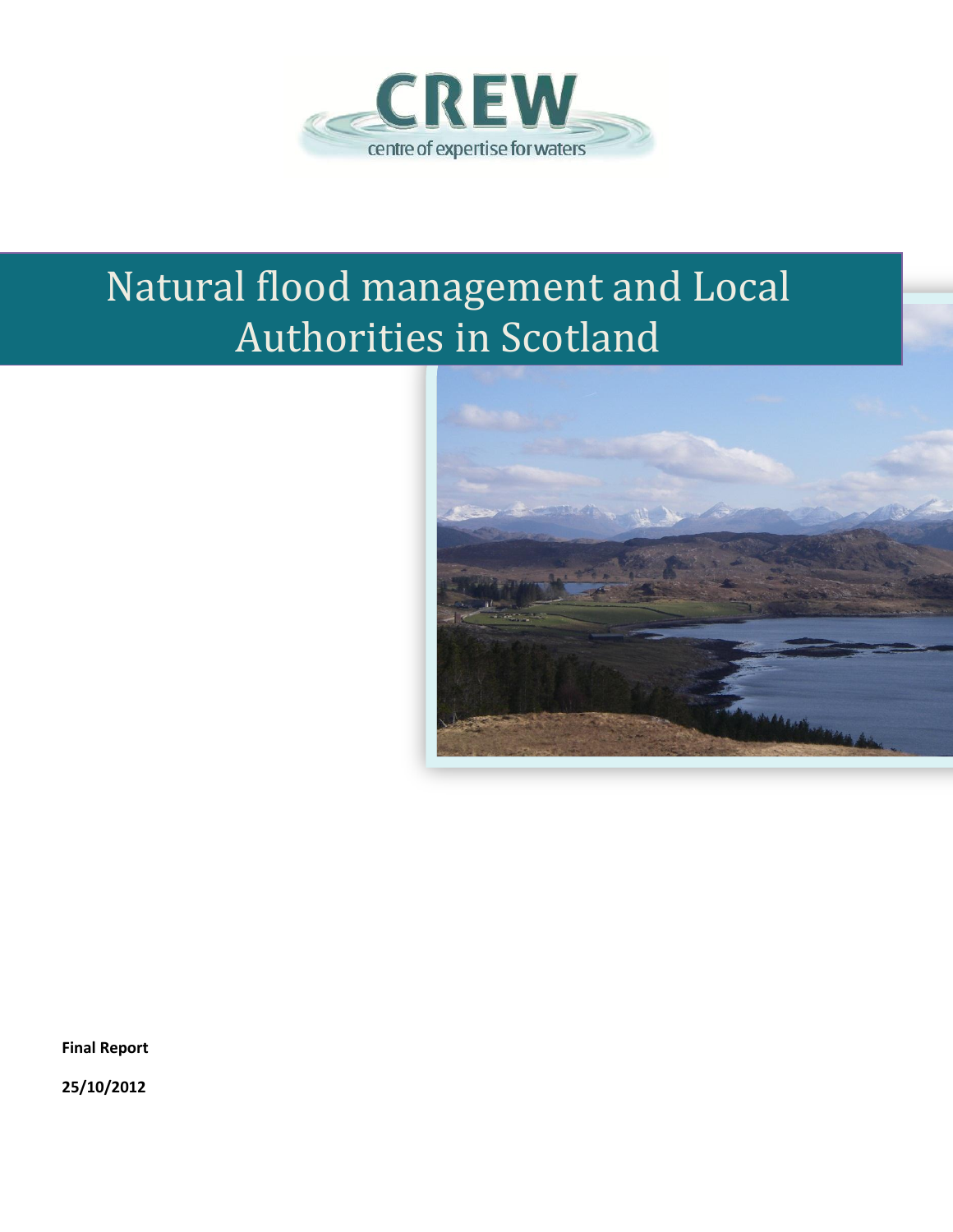CREW

centre of expertise for waters

# Natural flood management and Local Authorities in Scotland

**Final Report**

**25/10/2012**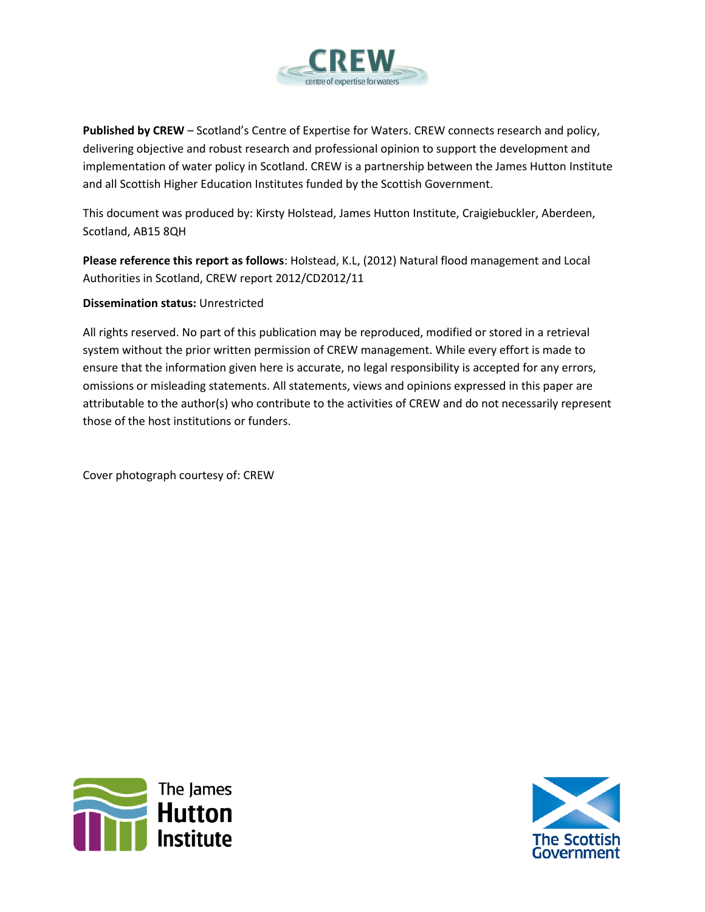**Published by CREW** – Scotland's Centre of Expertise for Waters. CREW connects research and policy, delivering objective and robust research and professional opinion to support the development and implementation of water policy in Scotland. CREW is a partnership between the James Hutton Institute and all Scottish Higher Education Institutes funded by the Scottish Government.

This document was produced by: Kirsty Holstead, James Hutton Institute, Craigiebuckler, Aberdeen, Scotland, AB15 8QH

**Please reference this report as follows**: Holstead, K.L, (2012) Natural flood management and Local Authorities in Scotland, CREW report 2012/CD2012/11

**Dissemination status:** Unrestricted

All rights reserved. No part of this publication may be reproduced, modified or stored in a retrieval system without the prior written permission of CREW management. While every effort is made to ensure that the information given here is accurate, no legal responsibility is accepted for any errors, omissions or misleading statements. All statements, views and opinions expressed in this paper are attributable to the author(s) who contribute to the activities of CREW and do not necessarily represent those of the host institutions or funders.

Cover photograph courtesy of: CREW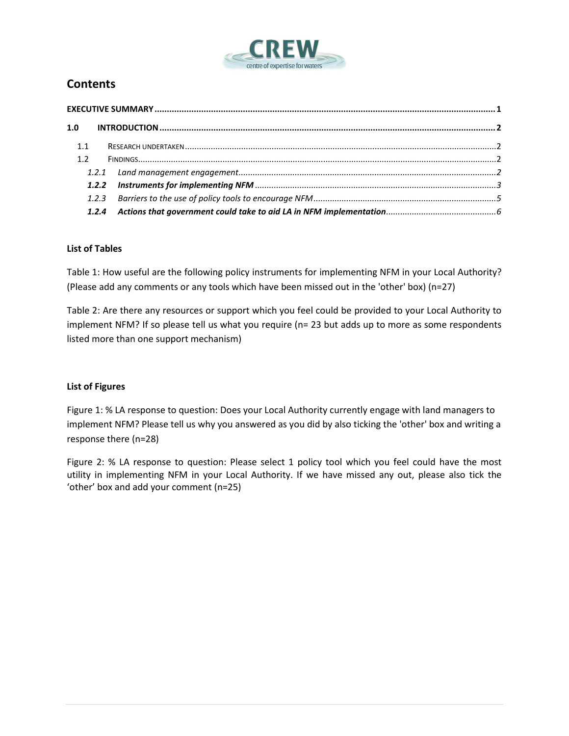## Contents

**EXECUTIVE SUMMARY** ........................................................................ **1**

**1.0 INTRODUCTION** ........................................................................ **2**

- 1.1 RESEARCH UNDERTAKEN ........................................................................ 2
- 1.2 FINDINGS ........................................................................ 2
  - *1.2.1 Land management engagement* ........................................................................ *2*
  - ***1.2.2 Instruments for implementing NFM*** ........................................................................ *3*
  - *1.2.3 Barriers to the use of policy tools to encourage NFM* ........................................................................ *5*
  - ***1.2.4 Actions that government could take to aid LA in NFM implementation*** ........................................................................ *6*

**List of Tables**

Table 1: How useful are the following policy instruments for implementing NFM in your Local Authority? (Please add any comments or any tools which have been missed out in the 'other' box) (n=27)

Table 2: Are there any resources or support which you feel could be provided to your Local Authority to implement NFM? If so please tell us what you require (n= 23 but adds up to more as some respondents listed more than one support mechanism)

**List of Figures**

Figure 1: % LA response to question: Does your Local Authority currently engage with land managers to implement NFM? Please tell us why you answered as you did by also ticking the 'other' box and writing a response there (n=28)

Figure 2: % LA response to question: Please select 1 policy tool which you feel could have the most utility in implementing NFM in your Local Authority. If we have missed any out, please also tick the 'other' box and add your comment (n=25)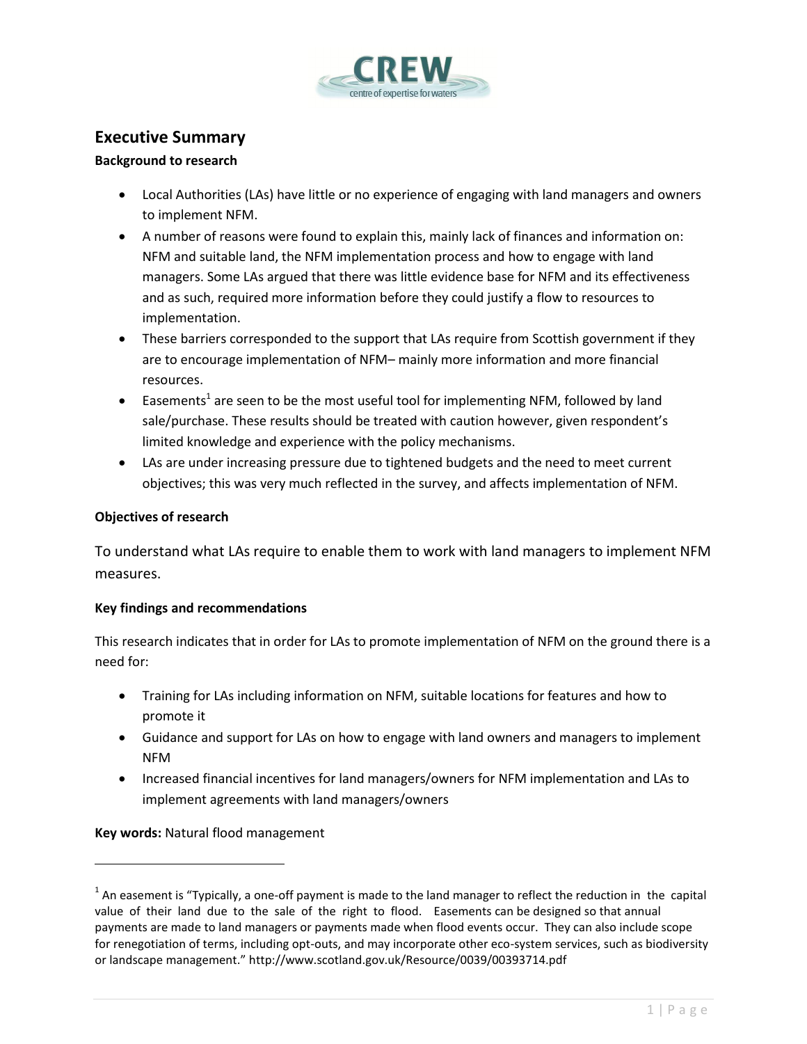## Executive Summary

**Background to research**

- Local Authorities (LAs) have little or no experience of engaging with land managers and owners to implement NFM.
- A number of reasons were found to explain this, mainly lack of finances and information on: NFM and suitable land, the NFM implementation process and how to engage with land managers. Some LAs argued that there was little evidence base for NFM and its effectiveness and as such, required more information before they could justify a flow to resources to implementation.
- These barriers corresponded to the support that LAs require from Scottish government if they are to encourage implementation of NFM– mainly more information and more financial resources.
- Easements[1] are seen to be the most useful tool for implementing NFM, followed by land sale/purchase. These results should be treated with caution however, given respondent's limited knowledge and experience with the policy mechanisms.
- LAs are under increasing pressure due to tightened budgets and the need to meet current objectives; this was very much reflected in the survey, and affects implementation of NFM.

**Objectives of research**

To understand what LAs require to enable them to work with land managers to implement NFM measures.

**Key findings and recommendations**

This research indicates that in order for LAs to promote implementation of NFM on the ground there is a need for:

- Training for LAs including information on NFM, suitable locations for features and how to promote it
- Guidance and support for LAs on how to engage with land owners and managers to implement NFM
- Increased financial incentives for land managers/owners for NFM implementation and LAs to implement agreements with land managers/owners

**Key words:** Natural flood management

---

[1] An easement is "Typically, a one-off payment is made to the land manager to reflect the reduction in the capital value of their land due to the sale of the right to flood. Easements can be designed so that annual payments are made to land managers or payments made when flood events occur. They can also include scope for renegotiation of terms, including opt-outs, and may incorporate other eco-system services, such as biodiversity or landscape management." http://www.scotland.gov.uk/Resource/0039/00393714.pdf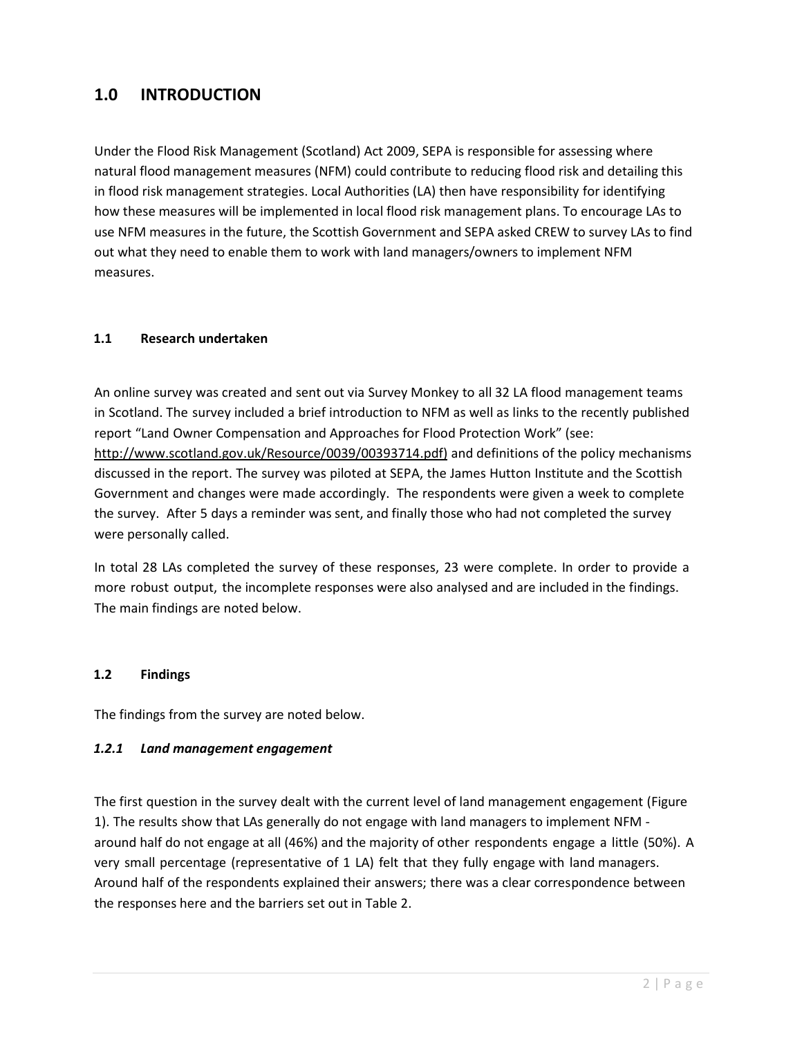# 1.0 INTRODUCTION

Under the Flood Risk Management (Scotland) Act 2009, SEPA is responsible for assessing where natural flood management measures (NFM) could contribute to reducing flood risk and detailing this in flood risk management strategies. Local Authorities (LA) then have responsibility for identifying how these measures will be implemented in local flood risk management plans. To encourage LAs to use NFM measures in the future, the Scottish Government and SEPA asked CREW to survey LAs to find out what they need to enable them to work with land managers/owners to implement NFM measures.

### 1.1 Research undertaken

An online survey was created and sent out via Survey Monkey to all 32 LA flood management teams in Scotland. The survey included a brief introduction to NFM as well as links to the recently published report "Land Owner Compensation and Approaches for Flood Protection Work" (see: http://www.scotland.gov.uk/Resource/0039/00393714.pdf) and definitions of the policy mechanisms discussed in the report. The survey was piloted at SEPA, the James Hutton Institute and the Scottish Government and changes were made accordingly. The respondents were given a week to complete the survey. After 5 days a reminder was sent, and finally those who had not completed the survey were personally called.

In total 28 LAs completed the survey of these responses, 23 were complete. In order to provide a more robust output, the incomplete responses were also analysed and are included in the findings. The main findings are noted below.

### 1.2 Findings

The findings from the survey are noted below.

#### *1.2.1 Land management engagement*

The first question in the survey dealt with the current level of land management engagement (Figure 1). The results show that LAs generally do not engage with land managers to implement NFM - around half do not engage at all (46%) and the majority of other respondents engage a little (50%). A very small percentage (representative of 1 LA) felt that they fully engage with land managers. Around half of the respondents explained their answers; there was a clear correspondence between the responses here and the barriers set out in Table 2.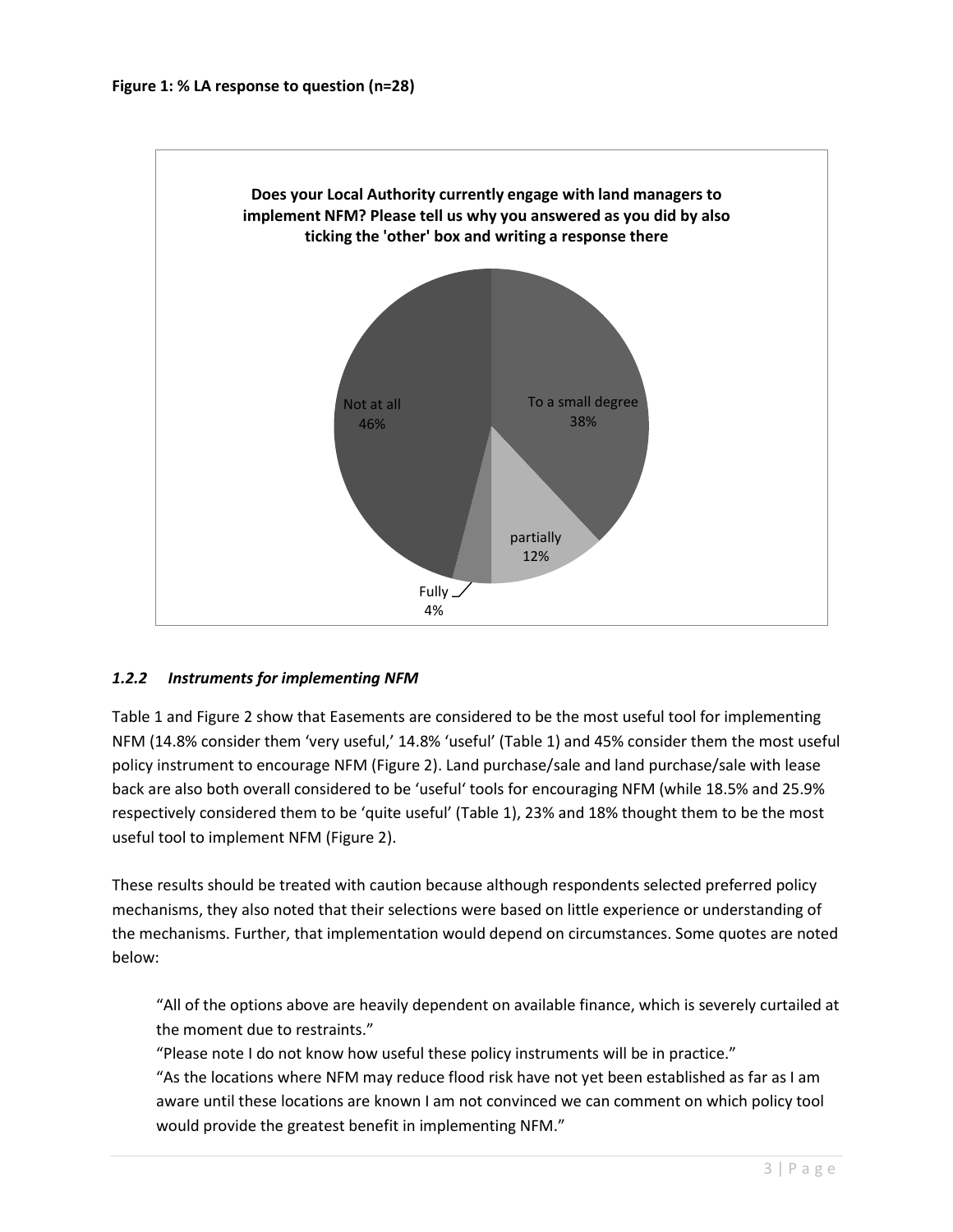**Figure 1: % LA response to question (n=28)**

**Does your Local Authority currently engage with land managers to implement NFM? Please tell us why you answered as you did by also ticking the 'other' box and writing a response there**

| Response | % |
|---|---|
| To a small degree | 38% |
| partially | 12% |
| Fully | 4% |
| Not at all | 46% |

### *1.2.2 Instruments for implementing NFM*

Table 1 and Figure 2 show that Easements are considered to be the most useful tool for implementing NFM (14.8% consider them 'very useful,' 14.8% 'useful' (Table 1) and 45% consider them the most useful policy instrument to encourage NFM (Figure 2). Land purchase/sale and land purchase/sale with lease back are also both overall considered to be 'useful' tools for encouraging NFM (while 18.5% and 25.9% respectively considered them to be 'quite useful' (Table 1), 23% and 18% thought them to be the most useful tool to implement NFM (Figure 2).

These results should be treated with caution because although respondents selected preferred policy mechanisms, they also noted that their selections were based on little experience or understanding of the mechanisms. Further, that implementation would depend on circumstances. Some quotes are noted below:

> "All of the options above are heavily dependent on available finance, which is severely curtailed at the moment due to restraints."
> "Please note I do not know how useful these policy instruments will be in practice."
> "As the locations where NFM may reduce flood risk have not yet been established as far as I am aware until these locations are known I am not convinced we can comment on which policy tool would provide the greatest benefit in implementing NFM."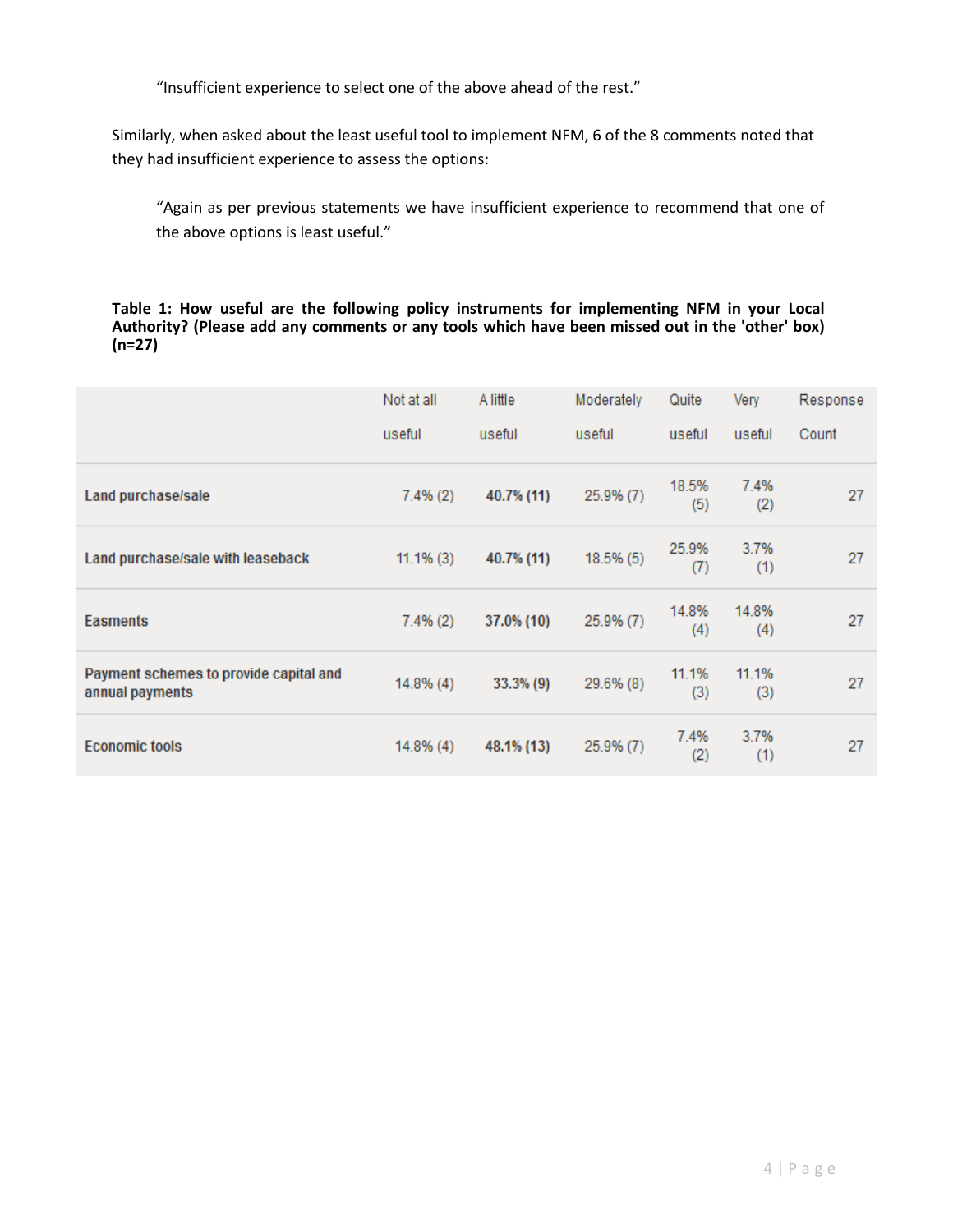> "Insufficient experience to select one of the above ahead of the rest."

Similarly, when asked about the least useful tool to implement NFM, 6 of the 8 comments noted that they had insufficient experience to assess the options:

> "Again as per previous statements we have insufficient experience to recommend that one of the above options is least useful."

**Table 1: How useful are the following policy instruments for implementing NFM in your Local Authority? (Please add any comments or any tools which have been missed out in the 'other' box) (n=27)**

| | Not at all useful | A little useful | Moderately useful | Quite useful | Very useful | Response Count |
|---|---|---|---|---|---|---|
| **Land purchase/sale** | 7.4% (2) | **40.7% (11)** | 25.9% (7) | 18.5% (5) | 7.4% (2) | 27 |
| **Land purchase/sale with leaseback** | 11.1% (3) | **40.7% (11)** | 18.5% (5) | 25.9% (7) | 3.7% (1) | 27 |
| **Easments** | 7.4% (2) | **37.0% (10)** | 25.9% (7) | 14.8% (4) | 14.8% (4) | 27 |
| **Payment schemes to provide capital and annual payments** | 14.8% (4) | **33.3% (9)** | 29.6% (8) | 11.1% (3) | 11.1% (3) | 27 |
| **Economic tools** | 14.8% (4) | **48.1% (13)** | 25.9% (7) | 7.4% (2) | 3.7% (1) | 27 |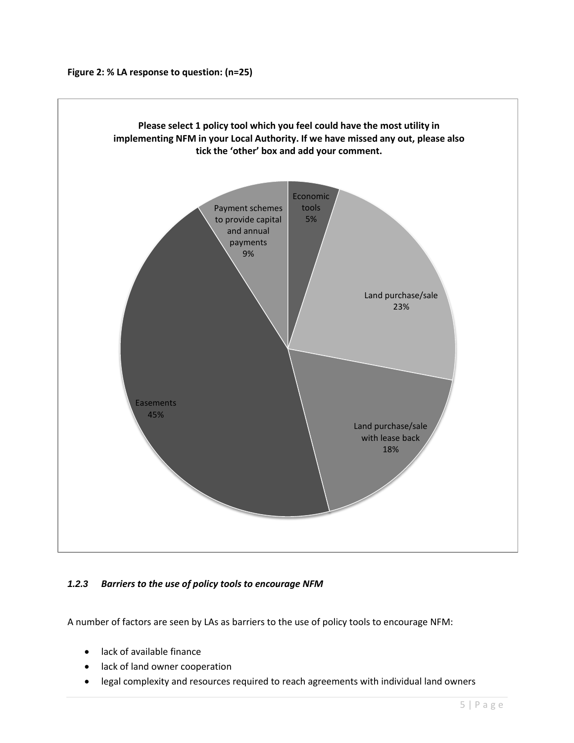**Figure 2: % LA response to question: (n=25)**

**Please select 1 policy tool which you feel could have the most utility in implementing NFM in your Local Authority. If we have missed any out, please also tick the 'other' box and add your comment.**

| Policy tool | % |
| --- | --- |
| Economic tools | 5% |
| Land purchase/sale | 23% |
| Land purchase/sale with lease back | 18% |
| Easements | 45% |
| Payment schemes to provide capital and annual payments | 9% |

### *1.2.3 Barriers to the use of policy tools to encourage NFM*

A number of factors are seen by LAs as barriers to the use of policy tools to encourage NFM:

- lack of available finance
- lack of land owner cooperation
- legal complexity and resources required to reach agreements with individual land owners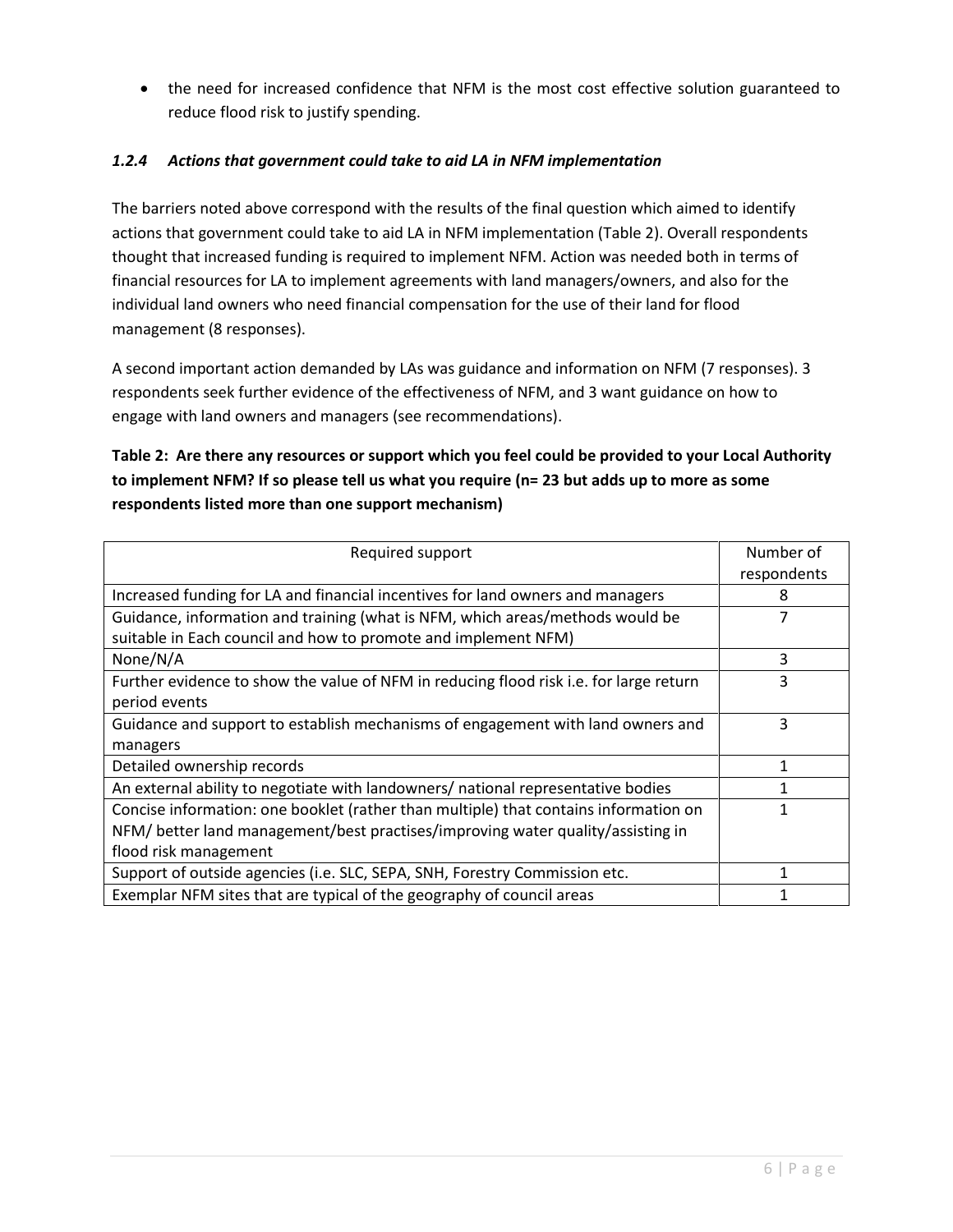- the need for increased confidence that NFM is the most cost effective solution guaranteed to reduce flood risk to justify spending.

### *1.2.4 Actions that government could take to aid LA in NFM implementation*

The barriers noted above correspond with the results of the final question which aimed to identify actions that government could take to aid LA in NFM implementation (Table 2). Overall respondents thought that increased funding is required to implement NFM. Action was needed both in terms of financial resources for LA to implement agreements with land managers/owners, and also for the individual land owners who need financial compensation for the use of their land for flood management (8 responses).

A second important action demanded by LAs was guidance and information on NFM (7 responses). 3 respondents seek further evidence of the effectiveness of NFM, and 3 want guidance on how to engage with land owners and managers (see recommendations).

**Table 2: Are there any resources or support which you feel could be provided to your Local Authority to implement NFM? If so please tell us what you require (n= 23 but adds up to more as some respondents listed more than one support mechanism)**

| Required support | Number of respondents |
|---|---|
| Increased funding for LA and financial incentives for land owners and managers | 8 |
| Guidance, information and training (what is NFM, which areas/methods would be suitable in Each council and how to promote and implement NFM) | 7 |
| None/N/A | 3 |
| Further evidence to show the value of NFM in reducing flood risk i.e. for large return period events | 3 |
| Guidance and support to establish mechanisms of engagement with land owners and managers | 3 |
| Detailed ownership records | 1 |
| An external ability to negotiate with landowners/ national representative bodies | 1 |
| Concise information: one booklet (rather than multiple) that contains information on NFM/ better land management/best practises/improving water quality/assisting in flood risk management | 1 |
| Support of outside agencies (i.e. SLC, SEPA, SNH, Forestry Commission etc. | 1 |
| Exemplar NFM sites that are typical of the geography of council areas | 1 |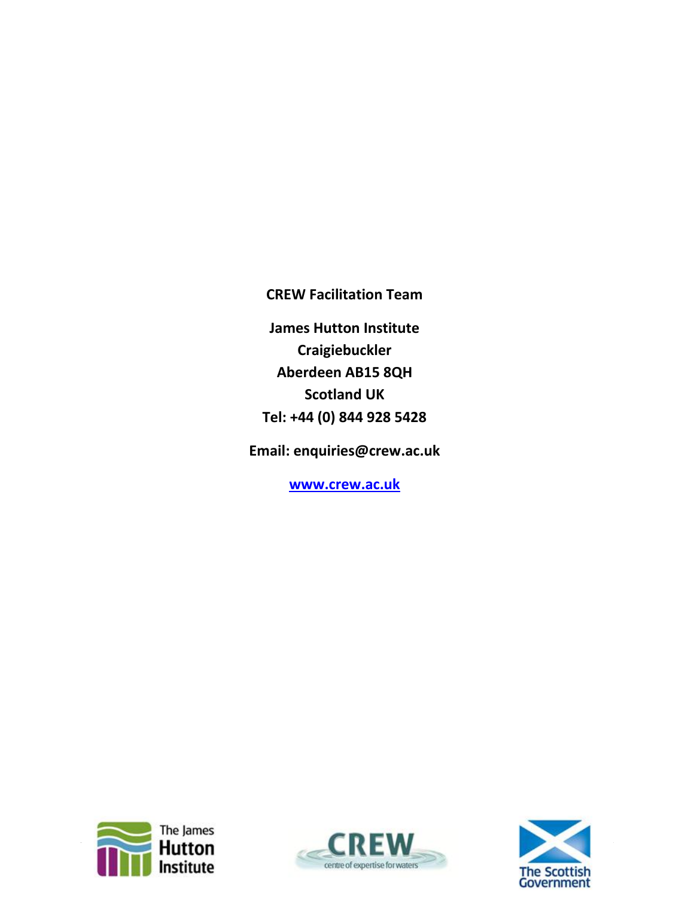**CREW Facilitation Team**

**James Hutton Institute**
**Craigiebuckler**
**Aberdeen AB15 8QH**
**Scotland UK**
**Tel: +44 (0) 844 928 5428**

**Email: enquiries@crew.ac.uk**

**[www.crew.ac.uk](http://www.crew.ac.uk)**